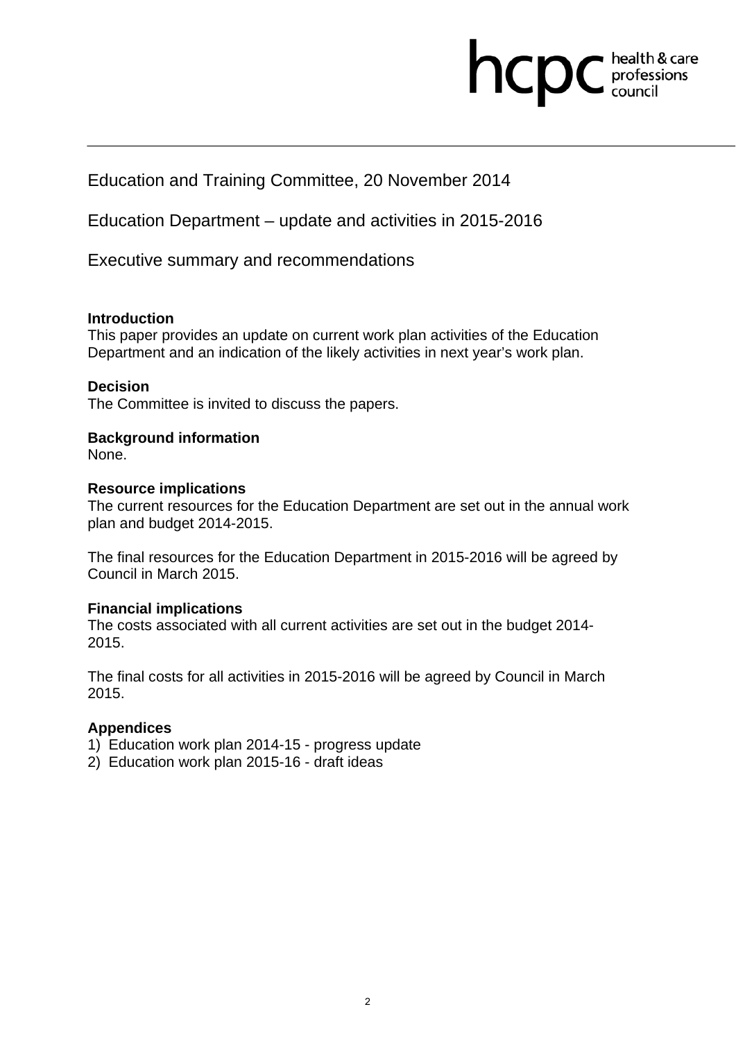Education and Training Committee, 20 November 2014

Education Department – update and activities in 2015-2016

Executive summary and recommendations

**Introduction**
This paper provides an update on current work plan activities of the Education Department and an indication of the likely activities in next year's work plan.

**Decision**
The Committee is invited to discuss the papers.

**Background information**
None.

**Resource implications**
The current resources for the Education Department are set out in the annual work plan and budget 2014-2015.

The final resources for the Education Department in 2015-2016 will be agreed by Council in March 2015.

**Financial implications**
The costs associated with all current activities are set out in the budget 2014-2015.

The final costs for all activities in 2015-2016 will be agreed by Council in March 2015.

**Appendices**
1) Education work plan 2014-15 - progress update
2) Education work plan 2015-16 - draft ideas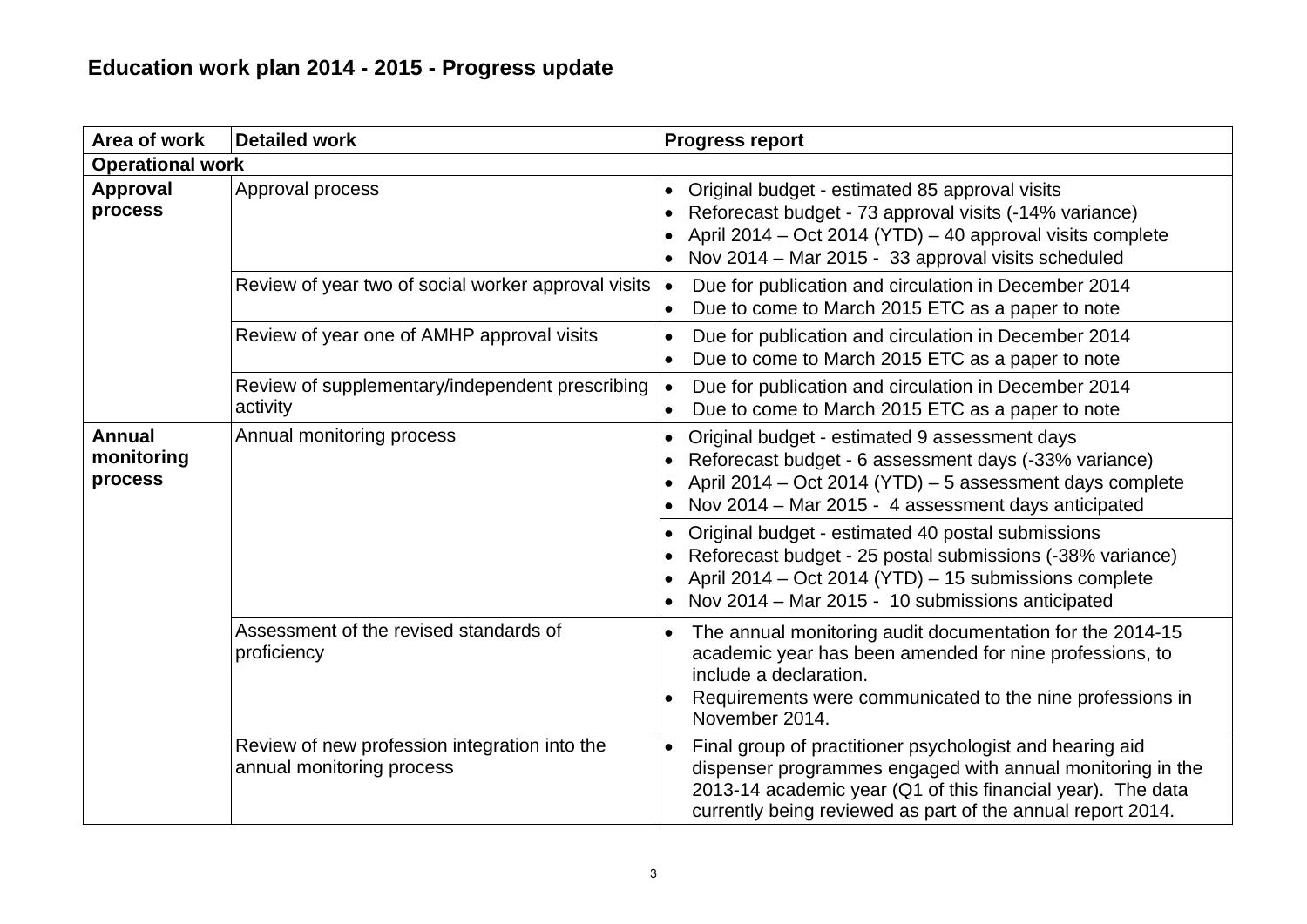## Education work plan 2014 - 2015 - Progress update

| Area of work | Detailed work | Progress report |
|---|---|---|
| **Operational work** | | |
| **Approval process** | Approval process | • Original budget - estimated 85 approval visits<br>• Reforecast budget - 73 approval visits (-14% variance)<br>• April 2014 – Oct 2014 (YTD) – 40 approval visits complete<br>• Nov 2014 – Mar 2015 - 33 approval visits scheduled |
| | Review of year two of social worker approval visits | • Due for publication and circulation in December 2014<br>• Due to come to March 2015 ETC as a paper to note |
| | Review of year one of AMHP approval visits | • Due for publication and circulation in December 2014<br>• Due to come to March 2015 ETC as a paper to note |
| | Review of supplementary/independent prescribing activity | • Due for publication and circulation in December 2014<br>• Due to come to March 2015 ETC as a paper to note |
| **Annual monitoring process** | Annual monitoring process | • Original budget - estimated 9 assessment days<br>• Reforecast budget - 6 assessment days (-33% variance)<br>• April 2014 – Oct 2014 (YTD) – 5 assessment days complete<br>• Nov 2014 – Mar 2015 - 4 assessment days anticipated |
| | | • Original budget - estimated 40 postal submissions<br>• Reforecast budget - 25 postal submissions (-38% variance)<br>• April 2014 – Oct 2014 (YTD) – 15 submissions complete<br>• Nov 2014 – Mar 2015 - 10 submissions anticipated |
| | Assessment of the revised standards of proficiency | • The annual monitoring audit documentation for the 2014-15 academic year has been amended for nine professions, to include a declaration.<br>• Requirements were communicated to the nine professions in November 2014. |
| | Review of new profession integration into the annual monitoring process | • Final group of practitioner psychologist and hearing aid dispenser programmes engaged with annual monitoring in the 2013-14 academic year (Q1 of this financial year). The data currently being reviewed as part of the annual report 2014. |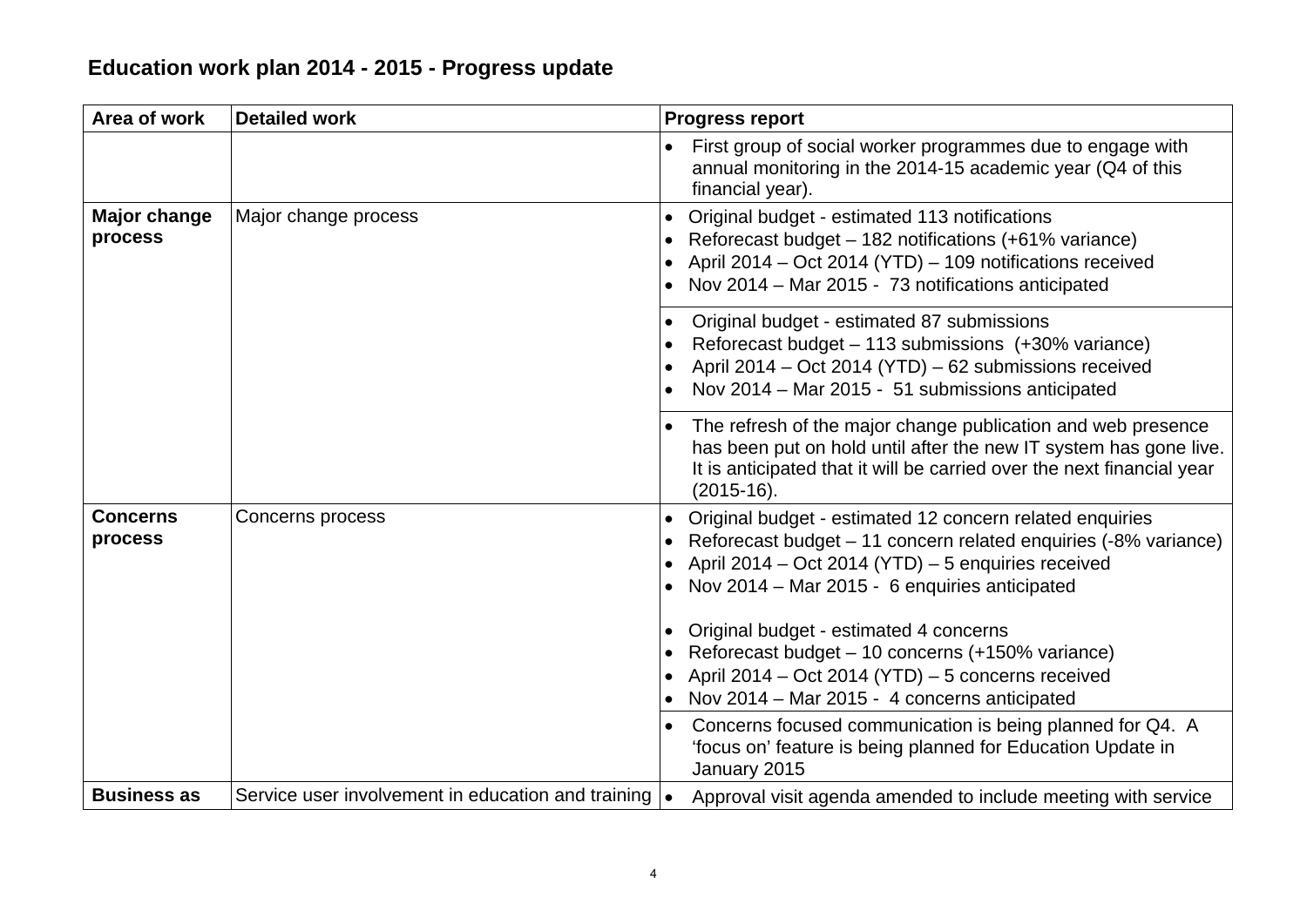## Education work plan 2014 - 2015 - Progress update

| Area of work | Detailed work | Progress report |
|---|---|---|
| | | • First group of social worker programmes due to engage with annual monitoring in the 2014-15 academic year (Q4 of this financial year). |
| **Major change process** | Major change process | • Original budget - estimated 113 notifications<br>• Reforecast budget – 182 notifications (+61% variance)<br>• April 2014 – Oct 2014 (YTD) – 109 notifications received<br>• Nov 2014 – Mar 2015 - 73 notifications anticipated |
| | | • Original budget - estimated 87 submissions<br>• Reforecast budget – 113 submissions (+30% variance)<br>• April 2014 – Oct 2014 (YTD) – 62 submissions received<br>• Nov 2014 – Mar 2015 - 51 submissions anticipated |
| | | • The refresh of the major change publication and web presence has been put on hold until after the new IT system has gone live. It is anticipated that it will be carried over the next financial year (2015-16). |
| **Concerns process** | Concerns process | • Original budget - estimated 12 concern related enquiries<br>• Reforecast budget – 11 concern related enquiries (-8% variance)<br>• April 2014 – Oct 2014 (YTD) – 5 enquiries received<br>• Nov 2014 – Mar 2015 - 6 enquiries anticipated<br><br>• Original budget - estimated 4 concerns<br>• Reforecast budget – 10 concerns (+150% variance)<br>• April 2014 – Oct 2014 (YTD) – 5 concerns received<br>• Nov 2014 – Mar 2015 - 4 concerns anticipated |
| | | • Concerns focused communication is being planned for Q4. A 'focus on' feature is being planned for Education Update in January 2015 |
| **Business as** | Service user involvement in education and training | • Approval visit agenda amended to include meeting with service |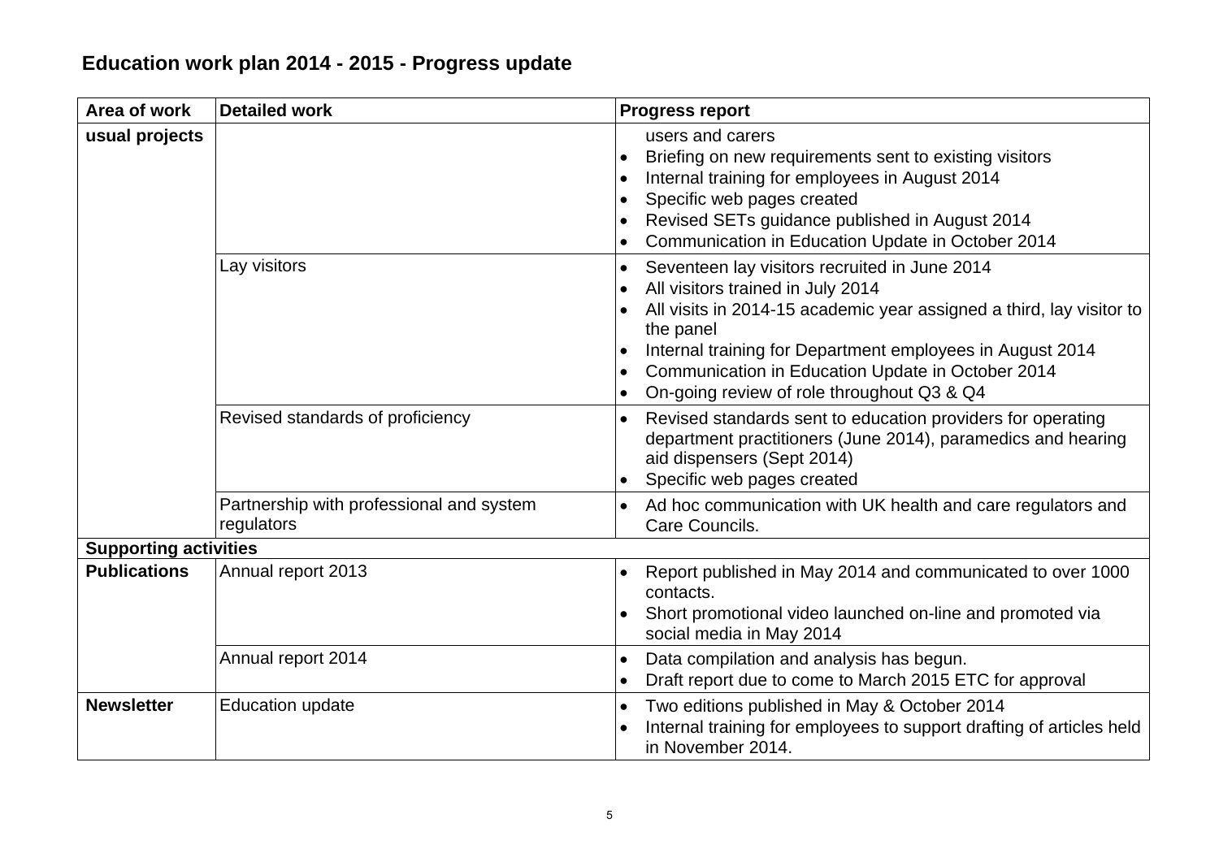## Education work plan 2014 - 2015 - Progress update

| Area of work | Detailed work | Progress report |
|---|---|---|
| **usual projects** | | users and carers<br>• Briefing on new requirements sent to existing visitors<br>• Internal training for employees in August 2014<br>• Specific web pages created<br>• Revised SETs guidance published in August 2014<br>• Communication in Education Update in October 2014 |
| | Lay visitors | • Seventeen lay visitors recruited in June 2014<br>• All visitors trained in July 2014<br>• All visits in 2014-15 academic year assigned a third, lay visitor to the panel<br>• Internal training for Department employees in August 2014<br>• Communication in Education Update in October 2014<br>• On-going review of role throughout Q3 & Q4 |
| | Revised standards of proficiency | • Revised standards sent to education providers for operating department practitioners (June 2014), paramedics and hearing aid dispensers (Sept 2014)<br>• Specific web pages created |
| | Partnership with professional and system regulators | • Ad hoc communication with UK health and care regulators and Care Councils. |
| **Supporting activities** | | |
| **Publications** | Annual report 2013 | • Report published in May 2014 and communicated to over 1000 contacts.<br>• Short promotional video launched on-line and promoted via social media in May 2014 |
| | Annual report 2014 | • Data compilation and analysis has begun.<br>• Draft report due to come to March 2015 ETC for approval |
| **Newsletter** | Education update | • Two editions published in May & October 2014<br>• Internal training for employees to support drafting of articles held in November 2014. |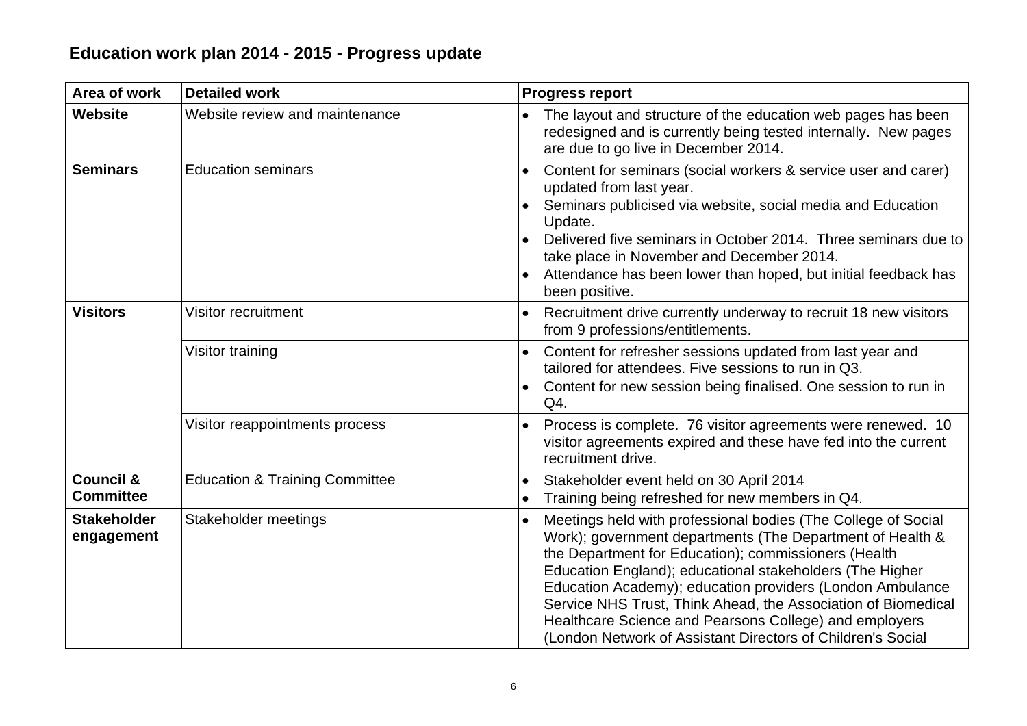## Education work plan 2014 - 2015 - Progress update

| Area of work | Detailed work | Progress report |
|---|---|---|
| **Website** | Website review and maintenance | • The layout and structure of the education web pages has been redesigned and is currently being tested internally. New pages are due to go live in December 2014. |
| **Seminars** | Education seminars | • Content for seminars (social workers & service user and carer) updated from last year.<br>• Seminars publicised via website, social media and Education Update.<br>• Delivered five seminars in October 2014. Three seminars due to take place in November and December 2014.<br>• Attendance has been lower than hoped, but initial feedback has been positive. |
| **Visitors** | Visitor recruitment | • Recruitment drive currently underway to recruit 18 new visitors from 9 professions/entitlements. |
| | Visitor training | • Content for refresher sessions updated from last year and tailored for attendees. Five sessions to run in Q3.<br>• Content for new session being finalised. One session to run in Q4. |
| | Visitor reappointments process | • Process is complete. 76 visitor agreements were renewed. 10 visitor agreements expired and these have fed into the current recruitment drive. |
| **Council & Committee** | Education & Training Committee | • Stakeholder event held on 30 April 2014<br>• Training being refreshed for new members in Q4. |
| **Stakeholder engagement** | Stakeholder meetings | • Meetings held with professional bodies (The College of Social Work); government departments (The Department of Health & the Department for Education); commissioners (Health Education England); educational stakeholders (The Higher Education Academy); education providers (London Ambulance Service NHS Trust, Think Ahead, the Association of Biomedical Healthcare Science and Pearsons College) and employers (London Network of Assistant Directors of Children's Social |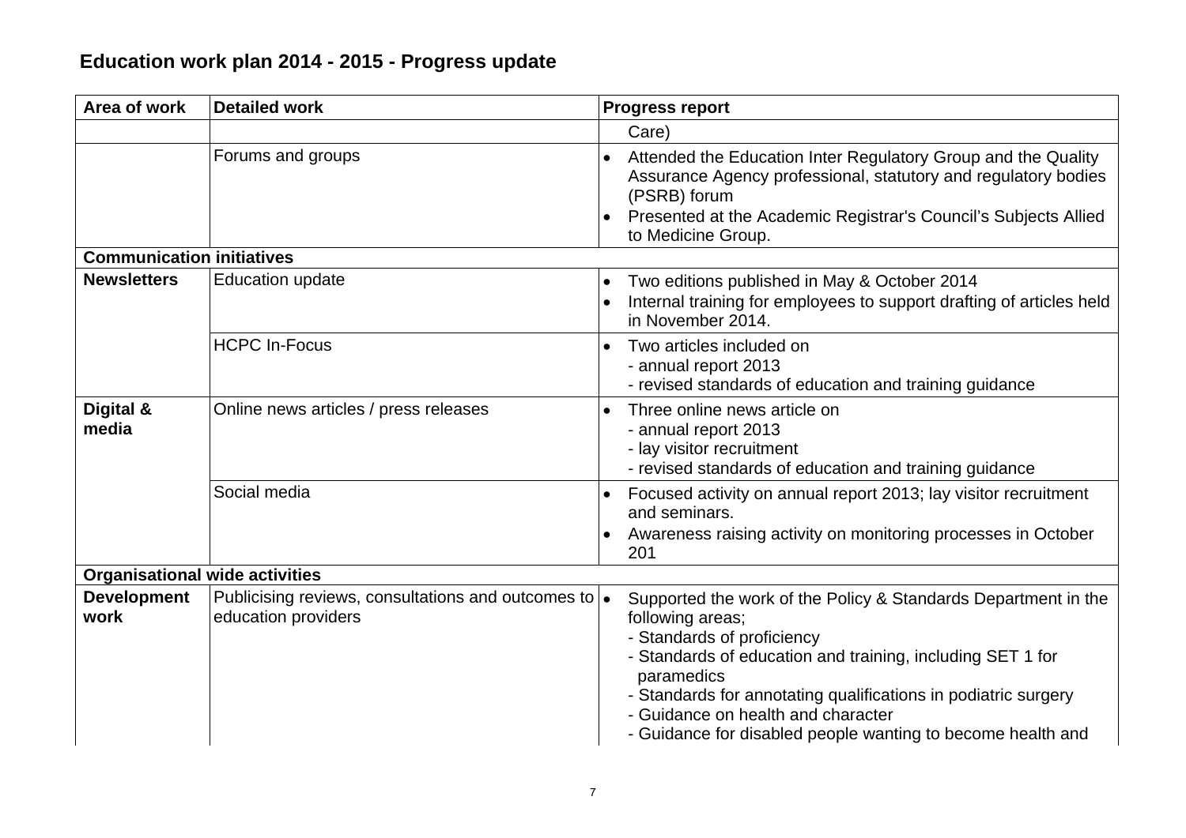## Education work plan 2014 - 2015 - Progress update

| Area of work | Detailed work | Progress report |
|---|---|---|
| | | Care) |
| | Forums and groups | • Attended the Education Inter Regulatory Group and the Quality Assurance Agency professional, statutory and regulatory bodies (PSRB) forum<br>• Presented at the Academic Registrar's Council's Subjects Allied to Medicine Group. |
| **Communication initiatives** | | |
| **Newsletters** | Education update | • Two editions published in May & October 2014<br>• Internal training for employees to support drafting of articles held in November 2014. |
| | HCPC In-Focus | • Two articles included on<br>- annual report 2013<br>- revised standards of education and training guidance |
| **Digital & media** | Online news articles / press releases | • Three online news article on<br>- annual report 2013<br>- lay visitor recruitment<br>- revised standards of education and training guidance |
| | Social media | • Focused activity on annual report 2013; lay visitor recruitment and seminars.<br>• Awareness raising activity on monitoring processes in October 201 |
| **Organisational wide activities** | | |
| **Development work** | Publicising reviews, consultations and outcomes to education providers | • Supported the work of the Policy & Standards Department in the following areas;<br>- Standards of proficiency<br>- Standards of education and training, including SET 1 for paramedics<br>- Standards for annotating qualifications in podiatric surgery<br>- Guidance on health and character<br>- Guidance for disabled people wanting to become health and |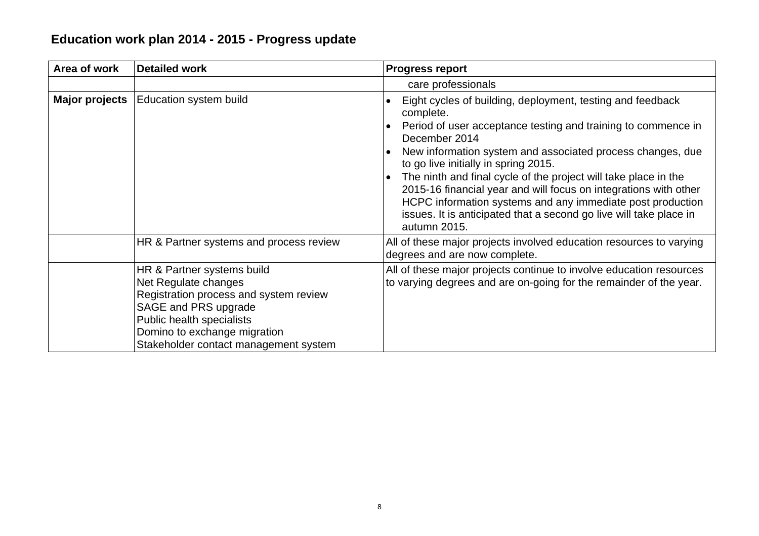## Education work plan 2014 - 2015 - Progress update

| Area of work | Detailed work | Progress report |
|---|---|---|
| | | care professionals |
| **Major projects** | Education system build | • Eight cycles of building, deployment, testing and feedback complete.<br>• Period of user acceptance testing and training to commence in December 2014<br>• New information system and associated process changes, due to go live initially in spring 2015.<br>• The ninth and final cycle of the project will take place in the 2015-16 financial year and will focus on integrations with other HCPC information systems and any immediate post production issues. It is anticipated that a second go live will take place in autumn 2015. |
| | HR & Partner systems and process review | All of these major projects involved education resources to varying degrees and are now complete. |
| | HR & Partner systems build<br>Net Regulate changes<br>Registration process and system review<br>SAGE and PRS upgrade<br>Public health specialists<br>Domino to exchange migration<br>Stakeholder contact management system | All of these major projects continue to involve education resources to varying degrees and are on-going for the remainder of the year. |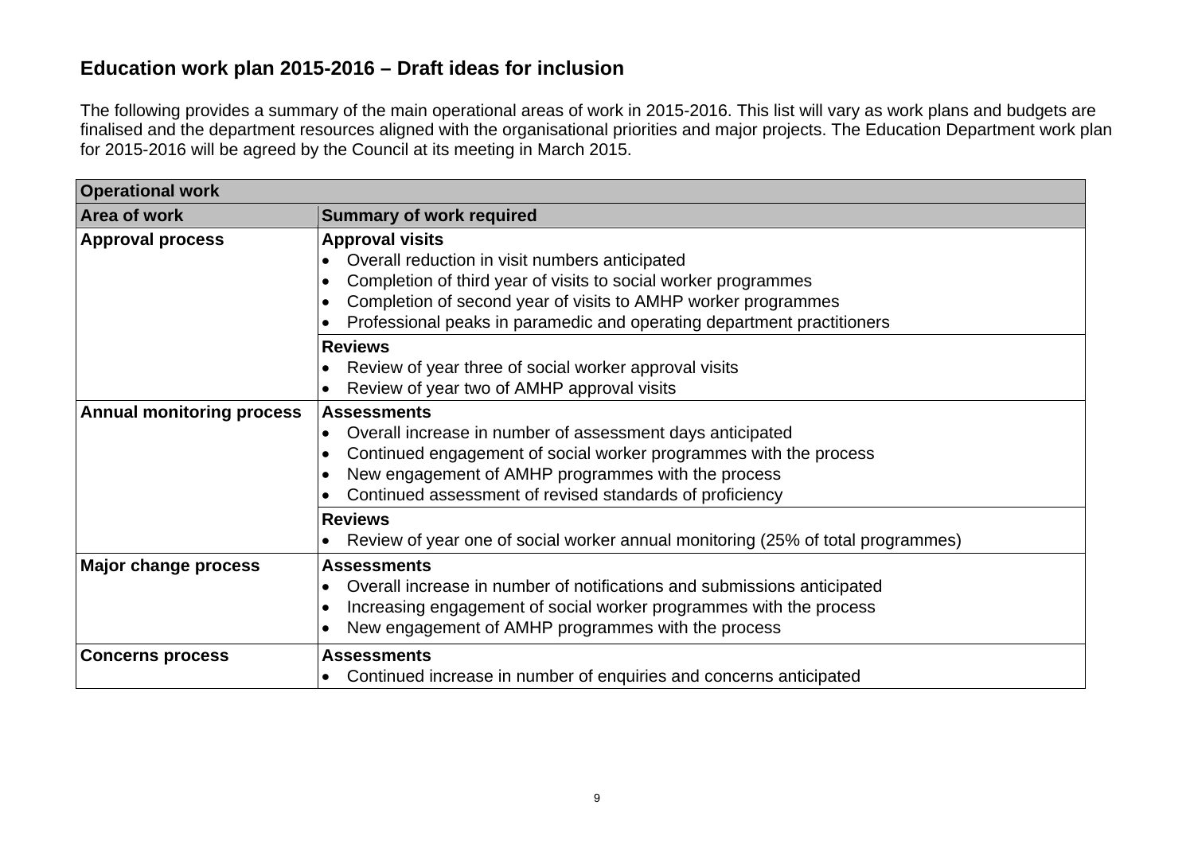## Education work plan 2015-2016 – Draft ideas for inclusion

The following provides a summary of the main operational areas of work in 2015-2016. This list will vary as work plans and budgets are finalised and the department resources aligned with the organisational priorities and major projects. The Education Department work plan for 2015-2016 will be agreed by the Council at its meeting in March 2015.

| **Operational work** | |
|---|---|
| **Area of work** | **Summary of work required** |
| **Approval process** | **Approval visits**<br>• Overall reduction in visit numbers anticipated<br>• Completion of third year of visits to social worker programmes<br>• Completion of second year of visits to AMHP worker programmes<br>• Professional peaks in paramedic and operating department practitioners |
| | **Reviews**<br>• Review of year three of social worker approval visits<br>• Review of year two of AMHP approval visits |
| **Annual monitoring process** | **Assessments**<br>• Overall increase in number of assessment days anticipated<br>• Continued engagement of social worker programmes with the process<br>• New engagement of AMHP programmes with the process<br>• Continued assessment of revised standards of proficiency |
| | **Reviews**<br>• Review of year one of social worker annual monitoring (25% of total programmes) |
| **Major change process** | **Assessments**<br>• Overall increase in number of notifications and submissions anticipated<br>• Increasing engagement of social worker programmes with the process<br>• New engagement of AMHP programmes with the process |
| **Concerns process** | **Assessments**<br>• Continued increase in number of enquiries and concerns anticipated |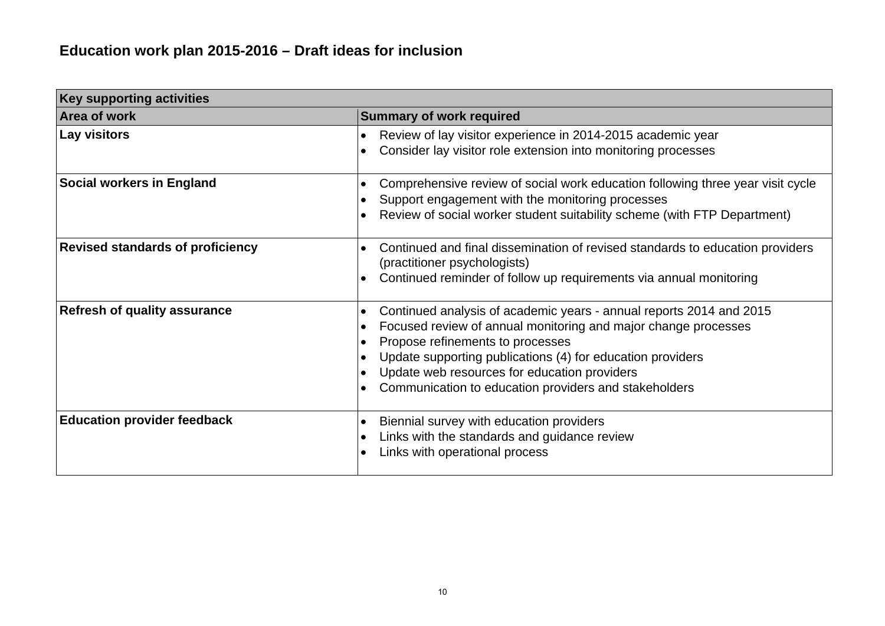## Education work plan 2015-2016 – Draft ideas for inclusion

| Key supporting activities | |
|---|---|
| **Area of work** | **Summary of work required** |
| **Lay visitors** | • Review of lay visitor experience in 2014-2015 academic year<br>• Consider lay visitor role extension into monitoring processes |
| **Social workers in England** | • Comprehensive review of social work education following three year visit cycle<br>• Support engagement with the monitoring processes<br>• Review of social worker student suitability scheme (with FTP Department) |
| **Revised standards of proficiency** | • Continued and final dissemination of revised standards to education providers (practitioner psychologists)<br>• Continued reminder of follow up requirements via annual monitoring |
| **Refresh of quality assurance** | • Continued analysis of academic years - annual reports 2014 and 2015<br>• Focused review of annual monitoring and major change processes<br>• Propose refinements to processes<br>• Update supporting publications (4) for education providers<br>• Update web resources for education providers<br>• Communication to education providers and stakeholders |
| **Education provider feedback** | • Biennial survey with education providers<br>• Links with the standards and guidance review<br>• Links with operational process |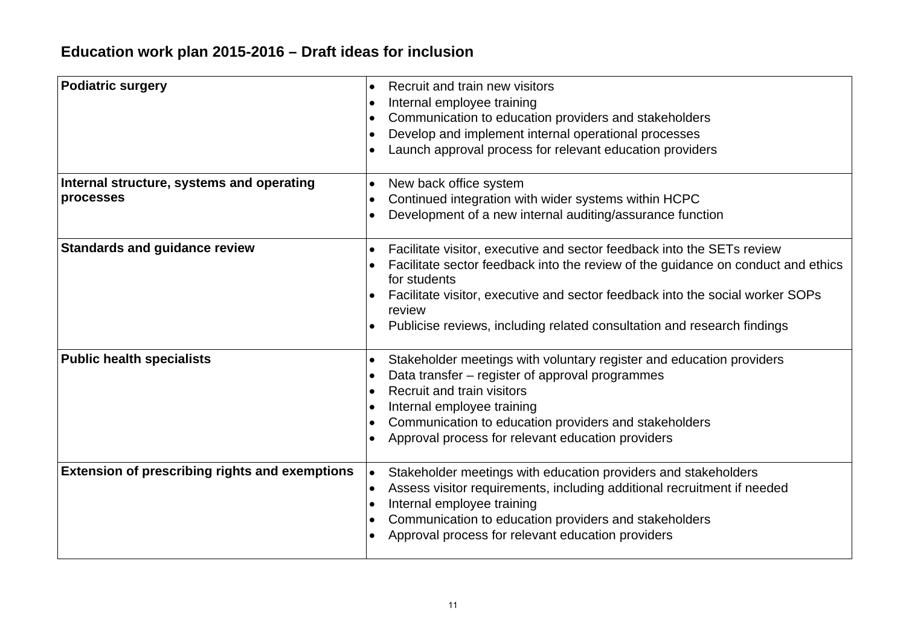## Education work plan 2015-2016 – Draft ideas for inclusion

| | |
|---|---|
| **Podiatric surgery** | • Recruit and train new visitors<br>• Internal employee training<br>• Communication to education providers and stakeholders<br>• Develop and implement internal operational processes<br>• Launch approval process for relevant education providers |
| **Internal structure, systems and operating processes** | • New back office system<br>• Continued integration with wider systems within HCPC<br>• Development of a new internal auditing/assurance function |
| **Standards and guidance review** | • Facilitate visitor, executive and sector feedback into the SETs review<br>• Facilitate sector feedback into the review of the guidance on conduct and ethics for students<br>• Facilitate visitor, executive and sector feedback into the social worker SOPs review<br>• Publicise reviews, including related consultation and research findings |
| **Public health specialists** | • Stakeholder meetings with voluntary register and education providers<br>• Data transfer – register of approval programmes<br>• Recruit and train visitors<br>• Internal employee training<br>• Communication to education providers and stakeholders<br>• Approval process for relevant education providers |
| **Extension of prescribing rights and exemptions** | • Stakeholder meetings with education providers and stakeholders<br>• Assess visitor requirements, including additional recruitment if needed<br>• Internal employee training<br>• Communication to education providers and stakeholders<br>• Approval process for relevant education providers |